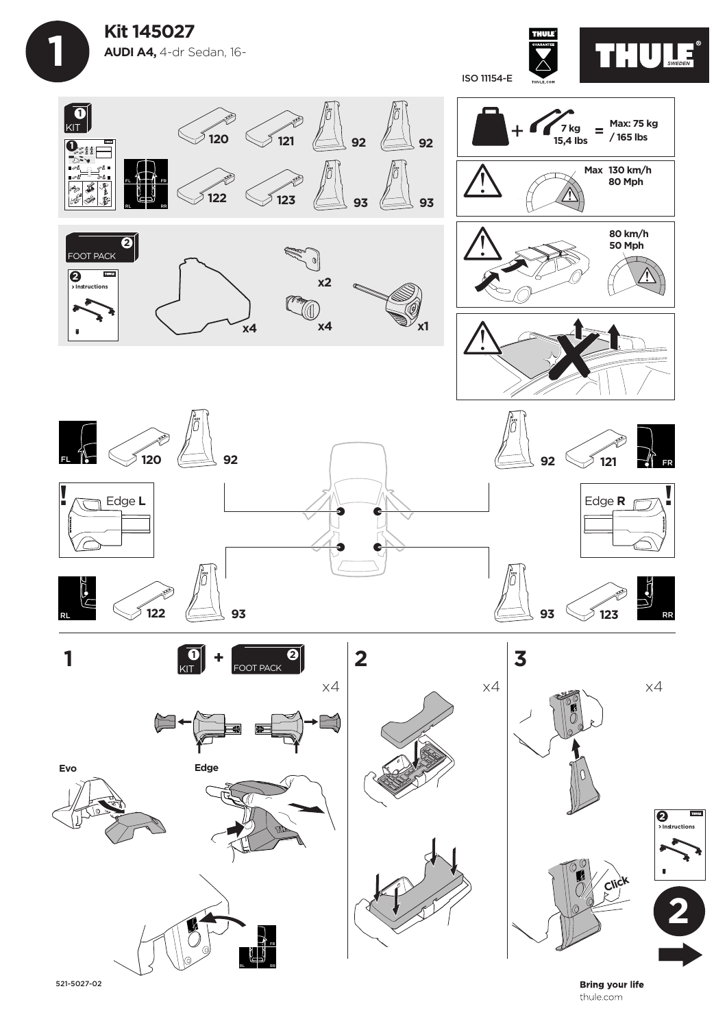# 1

## Kit 145027

**AUDI A4,** 4-dr Sedan, 16-

ISO 11154-E

THULE GUARANTEE THULE.COM

THULE SWEDEN

**1** KIT

120 121 92 92

122 123 93 93

FL FR RL RR

**7 kg 15,4 lbs** = **Max: 75 kg / 165 lbs**

**Max 130 km/h 80 Mph**

**80 km/h 50 Mph**

**2** FOOT PACK

**2** > Instructions

x4 x2 x4 x1

FL 120 92

92 121 FR

Edge **L**

Edge **R**

RL 122 93

93 123 RR

**1** **1** KIT + **2** FOOT PACK

x4

Evo

Edge

FR RL RR

**2**

x4

**3**

x4

Click

**2** > Instructions

**2**

521-5027-02

**Bring your life**
thule.com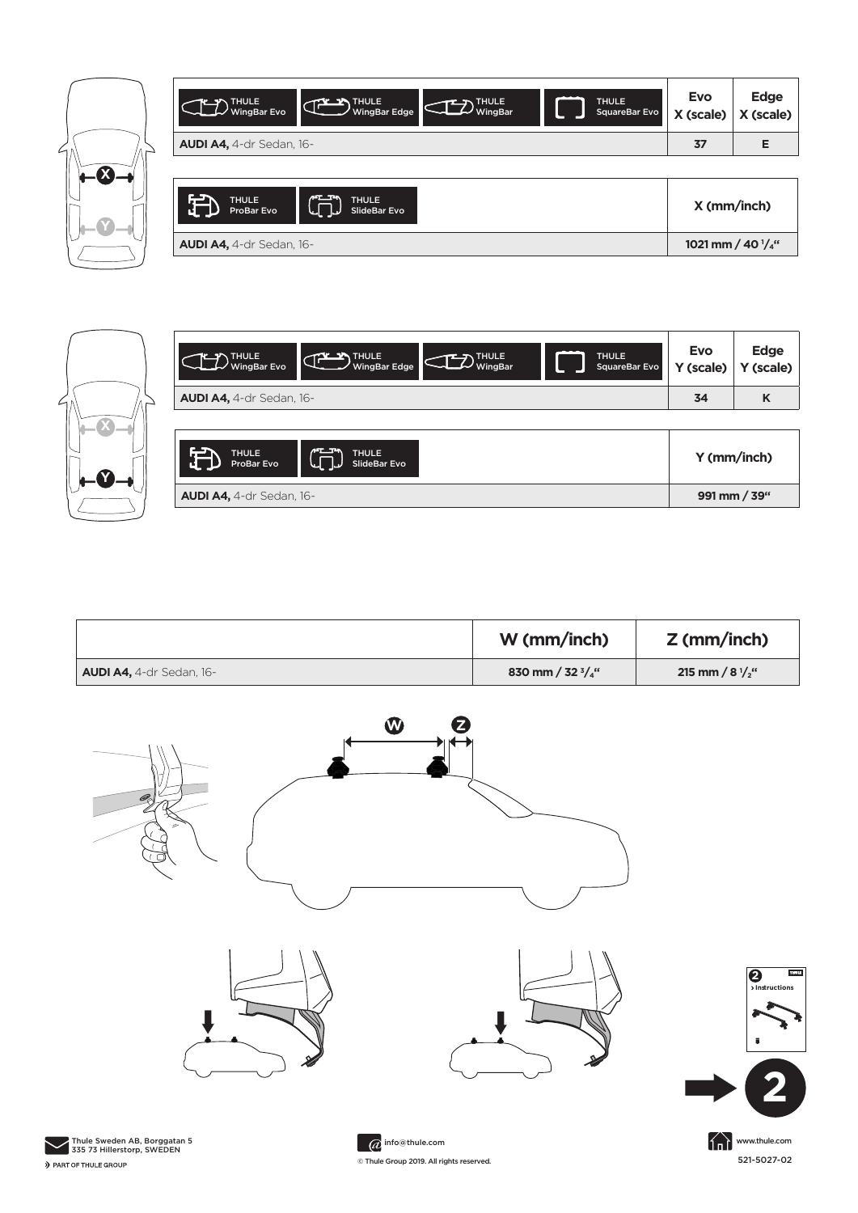| THULE WingBar Evo · THULE WingBar Edge · THULE WingBar · THULE SquareBar Evo | Evo X (scale) | Edge X (scale) |
| --- | --- | --- |
| **AUDI A4,** 4-dr Sedan, 16- | 37 | E |

| THULE ProBar Evo · THULE SlideBar Evo | X (mm/inch) |
| --- | --- |
| **AUDI A4,** 4-dr Sedan, 16- | 1021 mm / 40 1/4" |

| THULE WingBar Evo · THULE WingBar Edge · THULE WingBar · THULE SquareBar Evo | Evo Y (scale) | Edge Y (scale) |
| --- | --- | --- |
| **AUDI A4,** 4-dr Sedan, 16- | 34 | K |

| THULE ProBar Evo · THULE SlideBar Evo | Y (mm/inch) |
| --- | --- |
| **AUDI A4,** 4-dr Sedan, 16- | 991 mm / 39" |

| | W (mm/inch) | Z (mm/inch) |
| --- | --- | --- |
| **AUDI A4,** 4-dr Sedan, 16- | 830 mm / 32 3/4" | 215 mm / 8 1/2" |

W Z

2 > Instructions

2

Thule Sweden AB, Borggatan 5
335 73 Hillerstorp, SWEDEN
PART OF THULE GROUP

info@thule.com
© Thule Group 2019. All rights reserved.

www.thule.com
521-5027-02